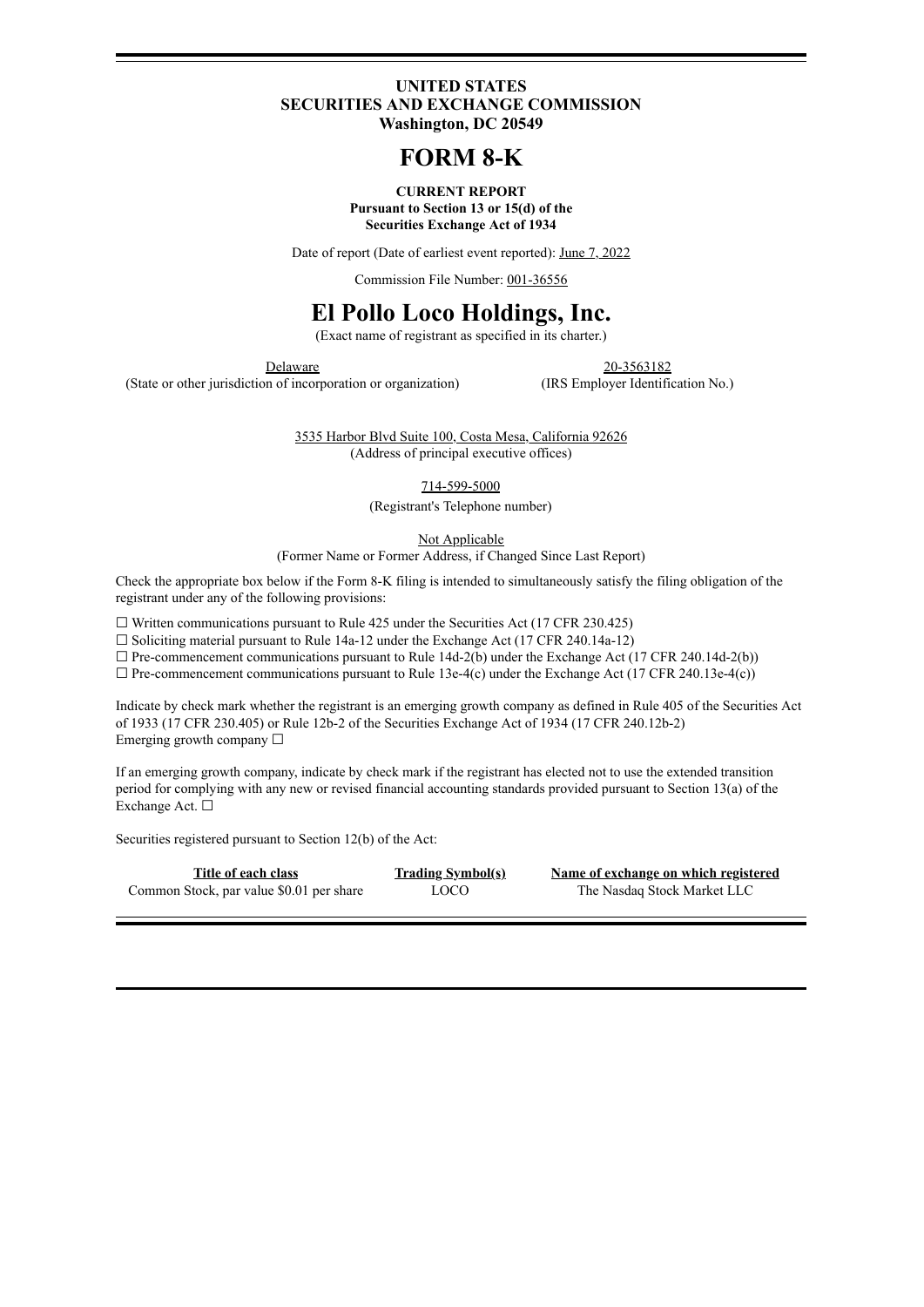**UNITED STATES**
**SECURITIES AND EXCHANGE COMMISSION**
**Washington, DC 20549**

# FORM 8-K

**CURRENT REPORT**
**Pursuant to Section 13 or 15(d) of the**
**Securities Exchange Act of 1934**

Date of report (Date of earliest event reported): June 7, 2022

Commission File Number: 001-36556

# El Pollo Loco Holdings, Inc.

(Exact name of registrant as specified in its charter.)

| Delaware | 20-3563182 |
|---|---|
| (State or other jurisdiction of incorporation or organization) | (IRS Employer Identification No.) |

3535 Harbor Blvd Suite 100, Costa Mesa, California 92626
(Address of principal executive offices)

714-599-5000
(Registrant's Telephone number)

Not Applicable
(Former Name or Former Address, if Changed Since Last Report)

Check the appropriate box below if the Form 8-K filing is intended to simultaneously satisfy the filing obligation of the registrant under any of the following provisions:

☐ Written communications pursuant to Rule 425 under the Securities Act (17 CFR 230.425)
☐ Soliciting material pursuant to Rule 14a-12 under the Exchange Act (17 CFR 240.14a-12)
☐ Pre-commencement communications pursuant to Rule 14d-2(b) under the Exchange Act (17 CFR 240.14d-2(b))
☐ Pre-commencement communications pursuant to Rule 13e-4(c) under the Exchange Act (17 CFR 240.13e-4(c))

Indicate by check mark whether the registrant is an emerging growth company as defined in Rule 405 of the Securities Act of 1933 (17 CFR 230.405) or Rule 12b-2 of the Securities Exchange Act of 1934 (17 CFR 240.12b-2)
Emerging growth company ☐

If an emerging growth company, indicate by check mark if the registrant has elected not to use the extended transition period for complying with any new or revised financial accounting standards provided pursuant to Section 13(a) of the Exchange Act. ☐

Securities registered pursuant to Section 12(b) of the Act:

| Title of each class | Trading Symbol(s) | Name of exchange on which registered |
|---|---|---|
| Common Stock, par value $0.01 per share | LOCO | The Nasdaq Stock Market LLC |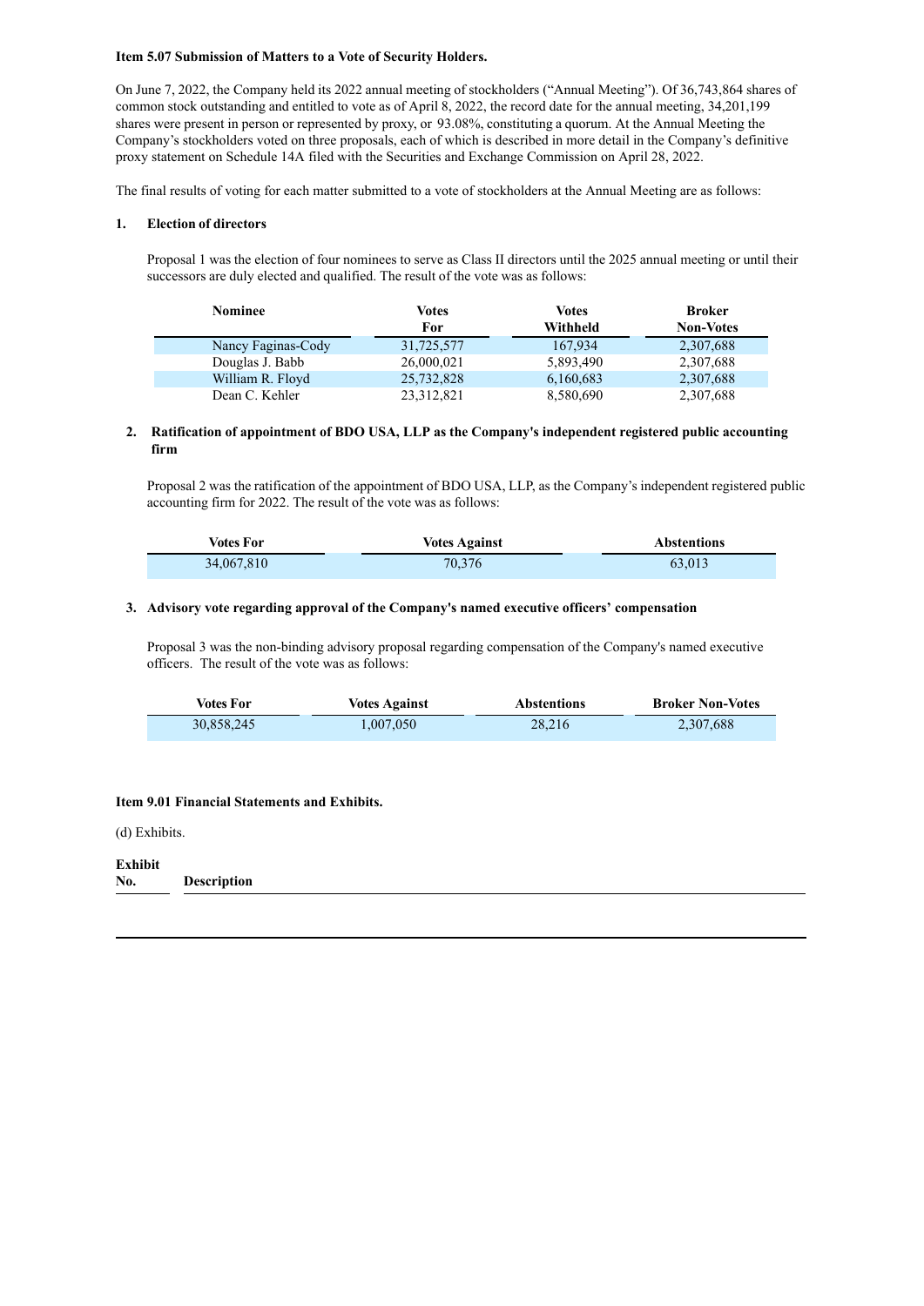**Item 5.07 Submission of Matters to a Vote of Security Holders.**

On June 7, 2022, the Company held its 2022 annual meeting of stockholders ("Annual Meeting"). Of 36,743,864 shares of common stock outstanding and entitled to vote as of April 8, 2022, the record date for the annual meeting, 34,201,199 shares were present in person or represented by proxy, or 93.08%, constituting a quorum. At the Annual Meeting the Company's stockholders voted on three proposals, each of which is described in more detail in the Company's definitive proxy statement on Schedule 14A filed with the Securities and Exchange Commission on April 28, 2022.

The final results of voting for each matter submitted to a vote of stockholders at the Annual Meeting are as follows:

**1. Election of directors**

Proposal 1 was the election of four nominees to serve as Class II directors until the 2025 annual meeting or until their successors are duly elected and qualified. The result of the vote was as follows:

| Nominee | Votes For | Votes Withheld | Broker Non-Votes |
|---|---|---|---|
| Nancy Faginas-Cody | 31,725,577 | 167,934 | 2,307,688 |
| Douglas J. Babb | 26,000,021 | 5,893,490 | 2,307,688 |
| William R. Floyd | 25,732,828 | 6,160,683 | 2,307,688 |
| Dean C. Kehler | 23,312,821 | 8,580,690 | 2,307,688 |

**2. Ratification of appointment of BDO USA, LLP as the Company's independent registered public accounting firm**

Proposal 2 was the ratification of the appointment of BDO USA, LLP, as the Company's independent registered public accounting firm for 2022. The result of the vote was as follows:

| Votes For | Votes Against | Abstentions |
|---|---|---|
| 34,067,810 | 70,376 | 63,013 |

**3. Advisory vote regarding approval of the Company's named executive officers' compensation**

Proposal 3 was the non-binding advisory proposal regarding compensation of the Company's named executive officers. The result of the vote was as follows:

| Votes For | Votes Against | Abstentions | Broker Non-Votes |
|---|---|---|---|
| 30,858,245 | 1,007,050 | 28,216 | 2,307,688 |

**Item 9.01 Financial Statements and Exhibits.**

(d) Exhibits.

| Exhibit No. | Description |
|---|---|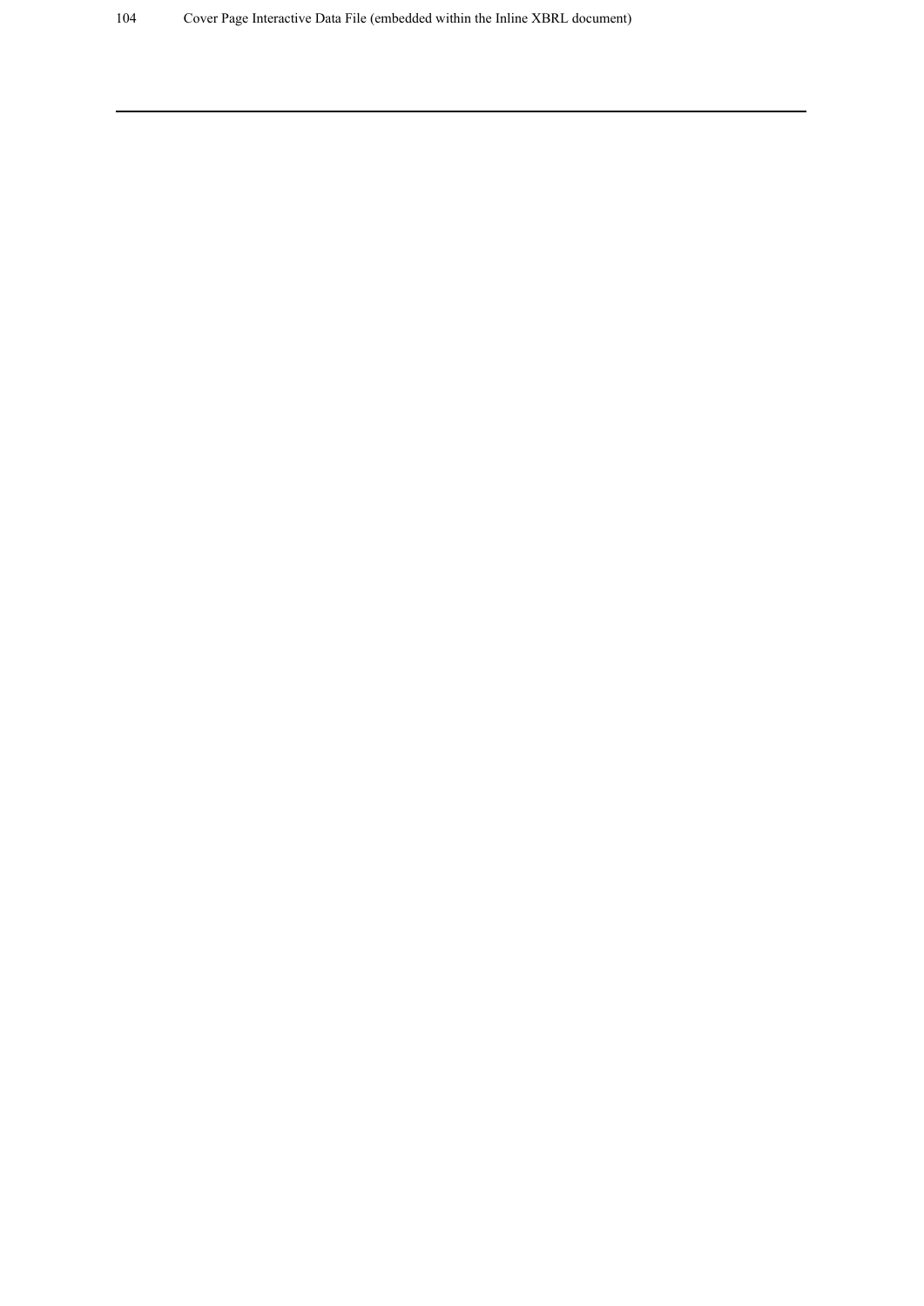| | |
|---|---|
| 104 | Cover Page Interactive Data File (embedded within the Inline XBRL document) |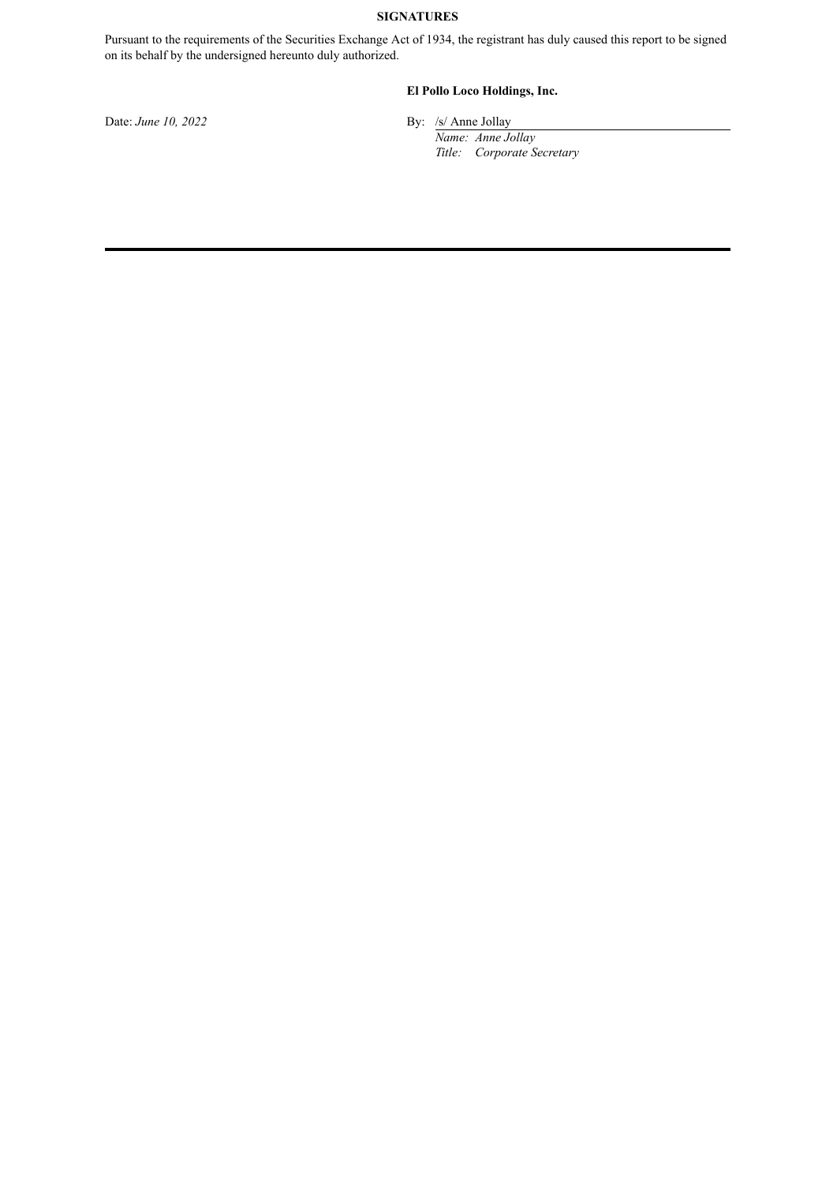**SIGNATURES**

Pursuant to the requirements of the Securities Exchange Act of 1934, the registrant has duly caused this report to be signed on its behalf by the undersigned hereunto duly authorized.

**El Pollo Loco Holdings, Inc.**

Date: *June 10, 2022*

By: /s/ Anne Jollay
*Name: Anne Jollay*
*Title: Corporate Secretary*